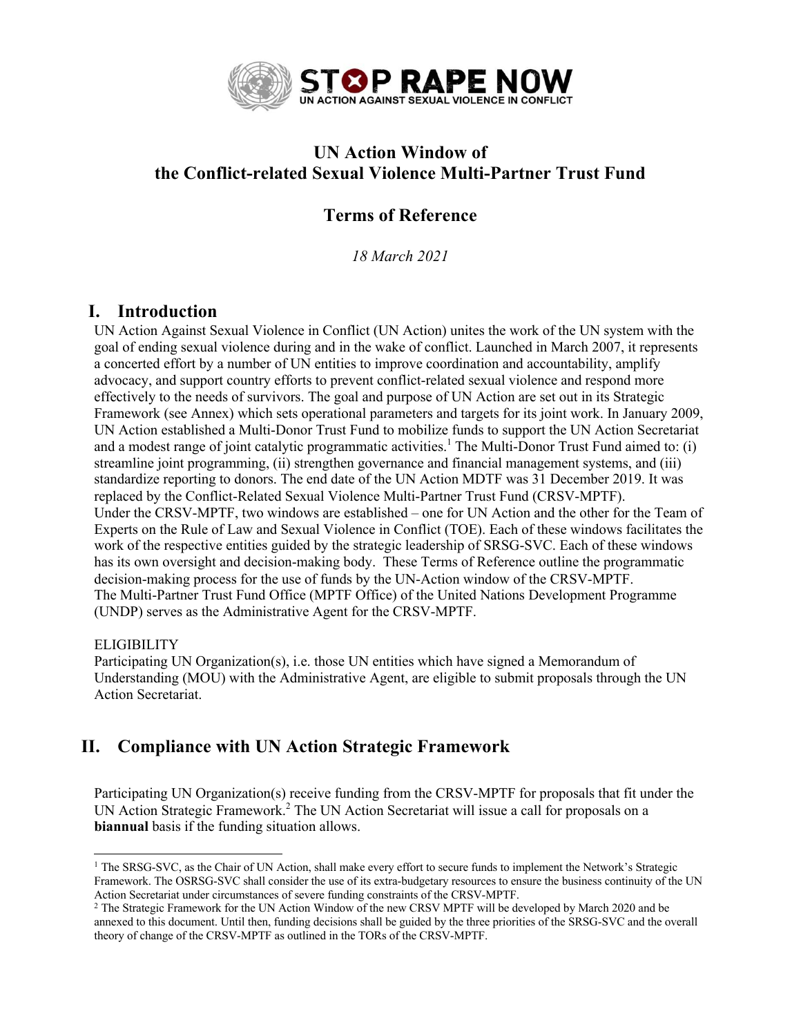STOP RAPE NOW
UN ACTION AGAINST SEXUAL VIOLENCE IN CONFLICT

# UN Action Window of the Conflict-related Sexual Violence Multi-Partner Trust Fund

## Terms of Reference

*18 March 2021*

## I. Introduction

UN Action Against Sexual Violence in Conflict (UN Action) unites the work of the UN system with the goal of ending sexual violence during and in the wake of conflict. Launched in March 2007, it represents a concerted effort by a number of UN entities to improve coordination and accountability, amplify advocacy, and support country efforts to prevent conflict-related sexual violence and respond more effectively to the needs of survivors. The goal and purpose of UN Action are set out in its Strategic Framework (see Annex) which sets operational parameters and targets for its joint work. In January 2009, UN Action established a Multi-Donor Trust Fund to mobilize funds to support the UN Action Secretariat and a modest range of joint catalytic programmatic activities.[1] The Multi-Donor Trust Fund aimed to: (i) streamline joint programming, (ii) strengthen governance and financial management systems, and (iii) standardize reporting to donors. The end date of the UN Action MDTF was 31 December 2019. It was replaced by the Conflict-Related Sexual Violence Multi-Partner Trust Fund (CRSV-MPTF).
Under the CRSV-MPTF, two windows are established – one for UN Action and the other for the Team of Experts on the Rule of Law and Sexual Violence in Conflict (TOE). Each of these windows facilitates the work of the respective entities guided by the strategic leadership of SRSG-SVC. Each of these windows has its own oversight and decision-making body. These Terms of Reference outline the programmatic decision-making process for the use of funds by the UN-Action window of the CRSV-MPTF.
The Multi-Partner Trust Fund Office (MPTF Office) of the United Nations Development Programme (UNDP) serves as the Administrative Agent for the CRSV-MPTF.

ELIGIBILITY
Participating UN Organization(s), i.e. those UN entities which have signed a Memorandum of Understanding (MOU) with the Administrative Agent, are eligible to submit proposals through the UN Action Secretariat.

## II. Compliance with UN Action Strategic Framework

Participating UN Organization(s) receive funding from the CRSV-MPTF for proposals that fit under the UN Action Strategic Framework.[2] The UN Action Secretariat will issue a call for proposals on a **biannual** basis if the funding situation allows.

[1] The SRSG-SVC, as the Chair of UN Action, shall make every effort to secure funds to implement the Network's Strategic Framework. The OSRSG-SVC shall consider the use of its extra-budgetary resources to ensure the business continuity of the UN Action Secretariat under circumstances of severe funding constraints of the CRSV-MPTF.

[2] The Strategic Framework for the UN Action Window of the new CRSV MPTF will be developed by March 2020 and be annexed to this document. Until then, funding decisions shall be guided by the three priorities of the SRSG-SVC and the overall theory of change of the CRSV-MPTF as outlined in the TORs of the CRSV-MPTF.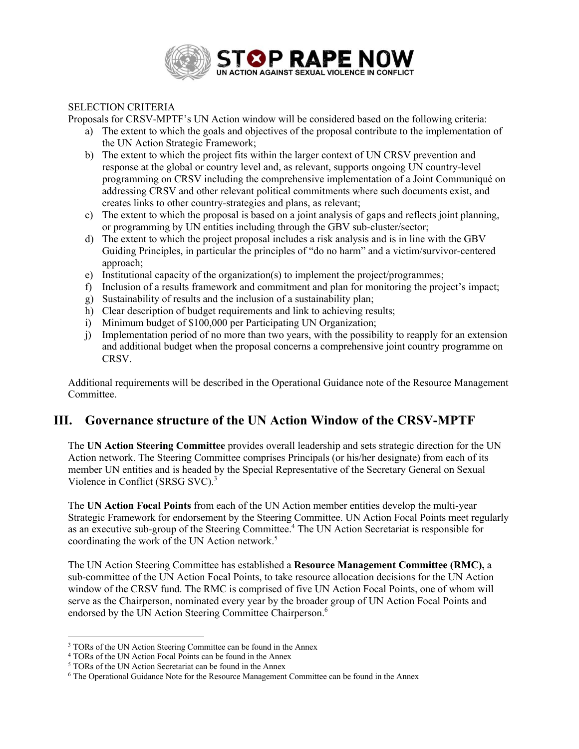SELECTION CRITERIA

Proposals for CRSV-MPTF's UN Action window will be considered based on the following criteria:

a) The extent to which the goals and objectives of the proposal contribute to the implementation of the UN Action Strategic Framework;
b) The extent to which the project fits within the larger context of UN CRSV prevention and response at the global or country level and, as relevant, supports ongoing UN country-level programming on CRSV including the comprehensive implementation of a Joint Communiqué on addressing CRSV and other relevant political commitments where such documents exist, and creates links to other country-strategies and plans, as relevant;
c) The extent to which the proposal is based on a joint analysis of gaps and reflects joint planning, or programming by UN entities including through the GBV sub-cluster/sector;
d) The extent to which the project proposal includes a risk analysis and is in line with the GBV Guiding Principles, in particular the principles of "do no harm" and a victim/survivor-centered approach;
e) Institutional capacity of the organization(s) to implement the project/programmes;
f) Inclusion of a results framework and commitment and plan for monitoring the project's impact;
g) Sustainability of results and the inclusion of a sustainability plan;
h) Clear description of budget requirements and link to achieving results;
i) Minimum budget of $100,000 per Participating UN Organization;
j) Implementation period of no more than two years, with the possibility to reapply for an extension and additional budget when the proposal concerns a comprehensive joint country programme on CRSV.

Additional requirements will be described in the Operational Guidance note of the Resource Management Committee.

## III. Governance structure of the UN Action Window of the CRSV-MPTF

The **UN Action Steering Committee** provides overall leadership and sets strategic direction for the UN Action network. The Steering Committee comprises Principals (or his/her designate) from each of its member UN entities and is headed by the Special Representative of the Secretary General on Sexual Violence in Conflict (SRSG SVC).[3]

The **UN Action Focal Points** from each of the UN Action member entities develop the multi-year Strategic Framework for endorsement by the Steering Committee. UN Action Focal Points meet regularly as an executive sub-group of the Steering Committee.[4] The UN Action Secretariat is responsible for coordinating the work of the UN Action network.[5]

The UN Action Steering Committee has established a **Resource Management Committee (RMC),** a sub-committee of the UN Action Focal Points, to take resource allocation decisions for the UN Action window of the CRSV fund. The RMC is comprised of five UN Action Focal Points, one of whom will serve as the Chairperson, nominated every year by the broader group of UN Action Focal Points and endorsed by the UN Action Steering Committee Chairperson.[6]

---

[3] TORs of the UN Action Steering Committee can be found in the Annex
[4] TORs of the UN Action Focal Points can be found in the Annex
[5] TORs of the UN Action Secretariat can be found in the Annex
[6] The Operational Guidance Note for the Resource Management Committee can be found in the Annex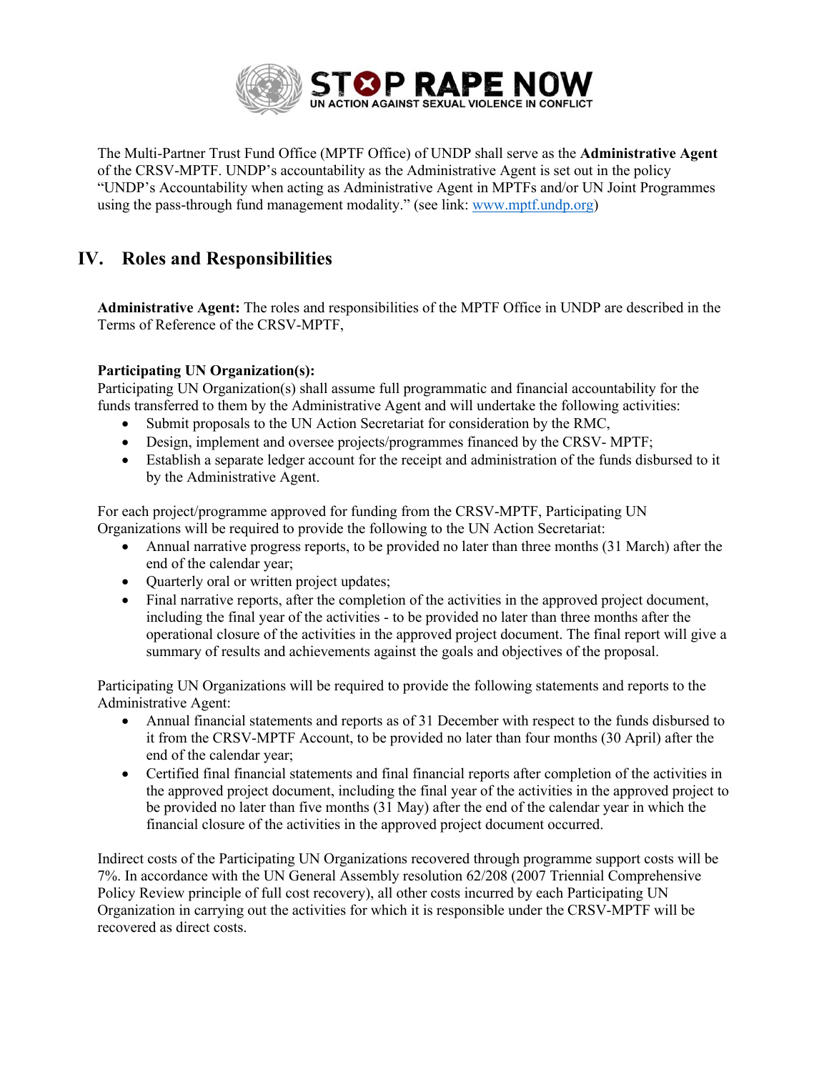The Multi-Partner Trust Fund Office (MPTF Office) of UNDP shall serve as the **Administrative Agent** of the CRSV-MPTF. UNDP's accountability as the Administrative Agent is set out in the policy "UNDP's Accountability when acting as Administrative Agent in MPTFs and/or UN Joint Programmes using the pass-through fund management modality." (see link: www.mptf.undp.org)

## IV. Roles and Responsibilities

**Administrative Agent:** The roles and responsibilities of the MPTF Office in UNDP are described in the Terms of Reference of the CRSV-MPTF,

**Participating UN Organization(s):**
Participating UN Organization(s) shall assume full programmatic and financial accountability for the funds transferred to them by the Administrative Agent and will undertake the following activities:

- Submit proposals to the UN Action Secretariat for consideration by the RMC,
- Design, implement and oversee projects/programmes financed by the CRSV- MPTF;
- Establish a separate ledger account for the receipt and administration of the funds disbursed to it by the Administrative Agent.

For each project/programme approved for funding from the CRSV-MPTF, Participating UN Organizations will be required to provide the following to the UN Action Secretariat:

- Annual narrative progress reports, to be provided no later than three months (31 March) after the end of the calendar year;
- Quarterly oral or written project updates;
- Final narrative reports, after the completion of the activities in the approved project document, including the final year of the activities - to be provided no later than three months after the operational closure of the activities in the approved project document. The final report will give a summary of results and achievements against the goals and objectives of the proposal.

Participating UN Organizations will be required to provide the following statements and reports to the Administrative Agent:

- Annual financial statements and reports as of 31 December with respect to the funds disbursed to it from the CRSV-MPTF Account, to be provided no later than four months (30 April) after the end of the calendar year;
- Certified final financial statements and final financial reports after completion of the activities in the approved project document, including the final year of the activities in the approved project to be provided no later than five months (31 May) after the end of the calendar year in which the financial closure of the activities in the approved project document occurred.

Indirect costs of the Participating UN Organizations recovered through programme support costs will be 7%. In accordance with the UN General Assembly resolution 62/208 (2007 Triennial Comprehensive Policy Review principle of full cost recovery), all other costs incurred by each Participating UN Organization in carrying out the activities for which it is responsible under the CRSV-MPTF will be recovered as direct costs.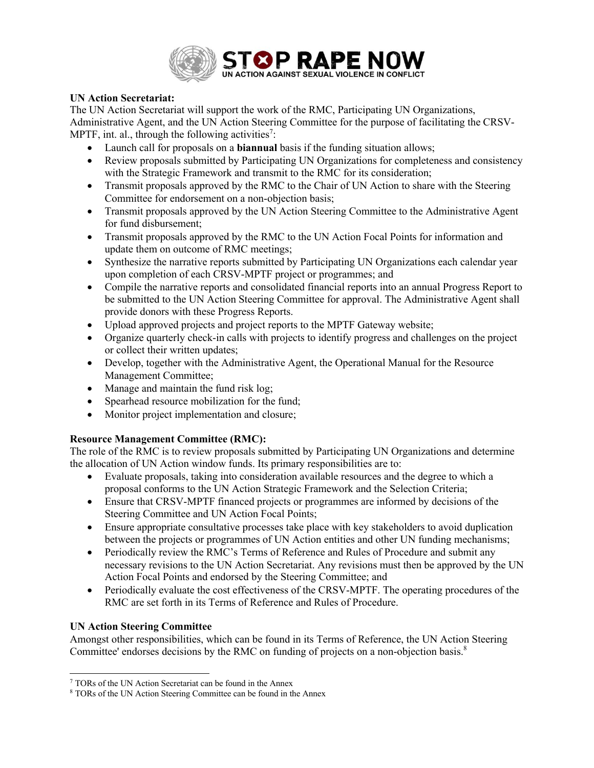**UN Action Secretariat:**

The UN Action Secretariat will support the work of the RMC, Participating UN Organizations, Administrative Agent, and the UN Action Steering Committee for the purpose of facilitating the CRSV-MPTF, int. al., through the following activities[7]:

- Launch call for proposals on a **biannual** basis if the funding situation allows;
- Review proposals submitted by Participating UN Organizations for completeness and consistency with the Strategic Framework and transmit to the RMC for its consideration;
- Transmit proposals approved by the RMC to the Chair of UN Action to share with the Steering Committee for endorsement on a non-objection basis;
- Transmit proposals approved by the UN Action Steering Committee to the Administrative Agent for fund disbursement;
- Transmit proposals approved by the RMC to the UN Action Focal Points for information and update them on outcome of RMC meetings;
- Synthesize the narrative reports submitted by Participating UN Organizations each calendar year upon completion of each CRSV-MPTF project or programmes; and
- Compile the narrative reports and consolidated financial reports into an annual Progress Report to be submitted to the UN Action Steering Committee for approval. The Administrative Agent shall provide donors with these Progress Reports.
- Upload approved projects and project reports to the MPTF Gateway website;
- Organize quarterly check-in calls with projects to identify progress and challenges on the project or collect their written updates;
- Develop, together with the Administrative Agent, the Operational Manual for the Resource Management Committee;
- Manage and maintain the fund risk log;
- Spearhead resource mobilization for the fund;
- Monitor project implementation and closure;

**Resource Management Committee (RMC):**

The role of the RMC is to review proposals submitted by Participating UN Organizations and determine the allocation of UN Action window funds. Its primary responsibilities are to:

- Evaluate proposals, taking into consideration available resources and the degree to which a proposal conforms to the UN Action Strategic Framework and the Selection Criteria;
- Ensure that CRSV-MPTF financed projects or programmes are informed by decisions of the Steering Committee and UN Action Focal Points;
- Ensure appropriate consultative processes take place with key stakeholders to avoid duplication between the projects or programmes of UN Action entities and other UN funding mechanisms;
- Periodically review the RMC's Terms of Reference and Rules of Procedure and submit any necessary revisions to the UN Action Secretariat. Any revisions must then be approved by the UN Action Focal Points and endorsed by the Steering Committee; and
- Periodically evaluate the cost effectiveness of the CRSV-MPTF. The operating procedures of the RMC are set forth in its Terms of Reference and Rules of Procedure.

**UN Action Steering Committee**

Amongst other responsibilities, which can be found in its Terms of Reference, the UN Action Steering Committee' endorses decisions by the RMC on funding of projects on a non-objection basis.[8]

---

[7] TORs of the UN Action Secretariat can be found in the Annex

[8] TORs of the UN Action Steering Committee can be found in the Annex